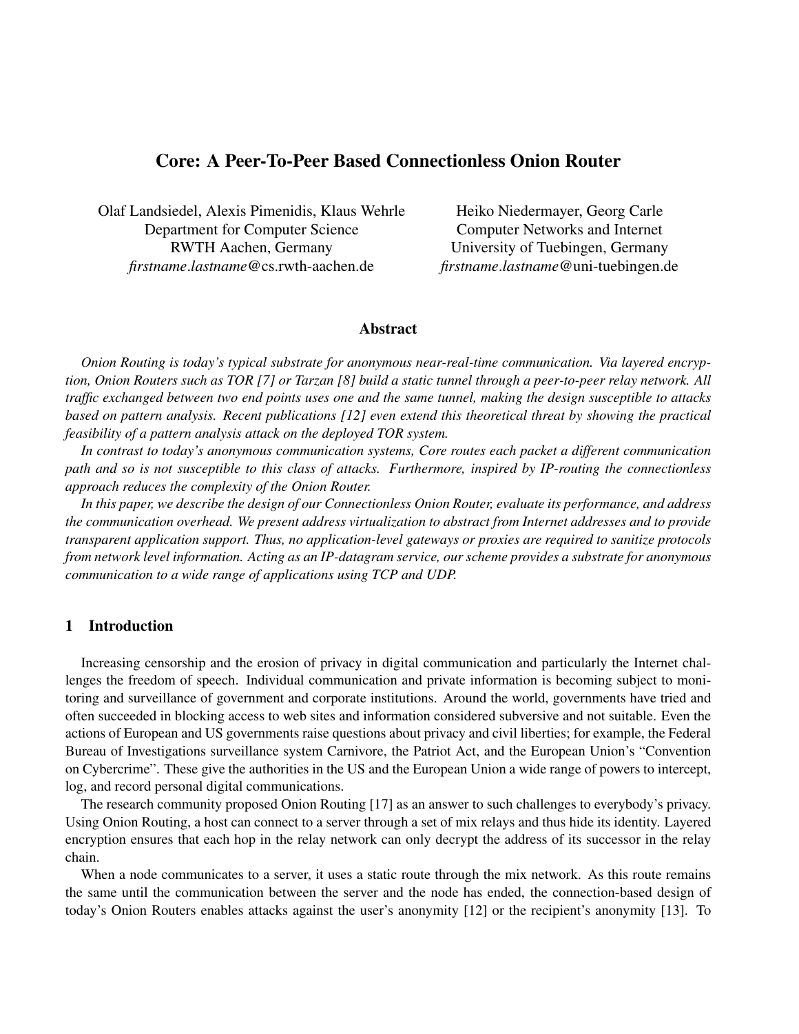# Core: A Peer-To-Peer Based Connectionless Onion Router

Olaf Landsiedel, Alexis Pimenidis, Klaus Wehrle
Department for Computer Science
RWTH Aachen, Germany
*firstname.lastname*@cs.rwth-aachen.de

Heiko Niedermayer, Georg Carle
Computer Networks and Internet
University of Tuebingen, Germany
*firstname.lastname*@uni-tuebingen.de

## Abstract

*Onion Routing is today's typical substrate for anonymous near-real-time communication. Via layered encryption, Onion Routers such as TOR [7] or Tarzan [8] build a static tunnel through a peer-to-peer relay network. All traffic exchanged between two end points uses one and the same tunnel, making the design susceptible to attacks based on pattern analysis. Recent publications [12] even extend this theoretical threat by showing the practical feasibility of a pattern analysis attack on the deployed TOR system.*

*In contrast to today's anonymous communication systems, Core routes each packet a different communication path and so is not susceptible to this class of attacks. Furthermore, inspired by IP-routing the connectionless approach reduces the complexity of the Onion Router.*

*In this paper, we describe the design of our Connectionless Onion Router, evaluate its performance, and address the communication overhead. We present address virtualization to abstract from Internet addresses and to provide transparent application support. Thus, no application-level gateways or proxies are required to sanitize protocols from network level information. Acting as an IP-datagram service, our scheme provides a substrate for anonymous communication to a wide range of applications using TCP and UDP.*

## 1 Introduction

Increasing censorship and the erosion of privacy in digital communication and particularly the Internet challenges the freedom of speech. Individual communication and private information is becoming subject to monitoring and surveillance of government and corporate institutions. Around the world, governments have tried and often succeeded in blocking access to web sites and information considered subversive and not suitable. Even the actions of European and US governments raise questions about privacy and civil liberties; for example, the Federal Bureau of Investigations surveillance system Carnivore, the Patriot Act, and the European Union's "Convention on Cybercrime". These give the authorities in the US and the European Union a wide range of powers to intercept, log, and record personal digital communications.

The research community proposed Onion Routing [17] as an answer to such challenges to everybody's privacy. Using Onion Routing, a host can connect to a server through a set of mix relays and thus hide its identity. Layered encryption ensures that each hop in the relay network can only decrypt the address of its successor in the relay chain.

When a node communicates to a server, it uses a static route through the mix network. As this route remains the same until the communication between the server and the node has ended, the connection-based design of today's Onion Routers enables attacks against the user's anonymity [12] or the recipient's anonymity [13]. To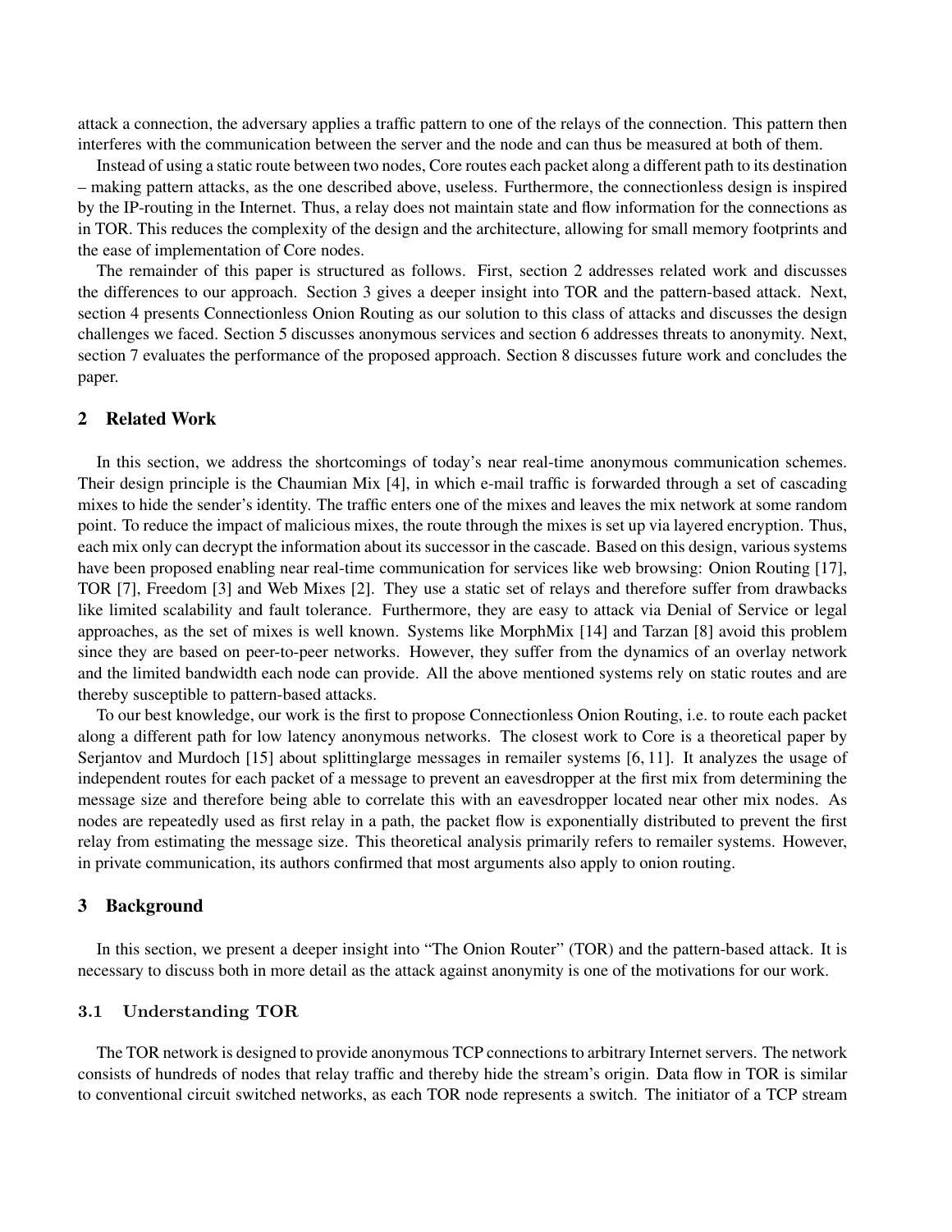attack a connection, the adversary applies a traffic pattern to one of the relays of the connection. This pattern then interferes with the communication between the server and the node and can thus be measured at both of them.

Instead of using a static route between two nodes, Core routes each packet along a different path to its destination – making pattern attacks, as the one described above, useless. Furthermore, the connectionless design is inspired by the IP-routing in the Internet. Thus, a relay does not maintain state and flow information for the connections as in TOR. This reduces the complexity of the design and the architecture, allowing for small memory footprints and the ease of implementation of Core nodes.

The remainder of this paper is structured as follows. First, section 2 addresses related work and discusses the differences to our approach. Section 3 gives a deeper insight into TOR and the pattern-based attack. Next, section 4 presents Connectionless Onion Routing as our solution to this class of attacks and discusses the design challenges we faced. Section 5 discusses anonymous services and section 6 addresses threats to anonymity. Next, section 7 evaluates the performance of the proposed approach. Section 8 discusses future work and concludes the paper.

## 2 Related Work

In this section, we address the shortcomings of today's near real-time anonymous communication schemes. Their design principle is the Chaumian Mix [4], in which e-mail traffic is forwarded through a set of cascading mixes to hide the sender's identity. The traffic enters one of the mixes and leaves the mix network at some random point. To reduce the impact of malicious mixes, the route through the mixes is set up via layered encryption. Thus, each mix only can decrypt the information about its successor in the cascade. Based on this design, various systems have been proposed enabling near real-time communication for services like web browsing: Onion Routing [17], TOR [7], Freedom [3] and Web Mixes [2]. They use a static set of relays and therefore suffer from drawbacks like limited scalability and fault tolerance. Furthermore, they are easy to attack via Denial of Service or legal approaches, as the set of mixes is well known. Systems like MorphMix [14] and Tarzan [8] avoid this problem since they are based on peer-to-peer networks. However, they suffer from the dynamics of an overlay network and the limited bandwidth each node can provide. All the above mentioned systems rely on static routes and are thereby susceptible to pattern-based attacks.

To our best knowledge, our work is the first to propose Connectionless Onion Routing, i.e. to route each packet along a different path for low latency anonymous networks. The closest work to Core is a theoretical paper by Serjantov and Murdoch [15] about splittinglarge messages in remailer systems [6, 11]. It analyzes the usage of independent routes for each packet of a message to prevent an eavesdropper at the first mix from determining the message size and therefore being able to correlate this with an eavesdropper located near other mix nodes. As nodes are repeatedly used as first relay in a path, the packet flow is exponentially distributed to prevent the first relay from estimating the message size. This theoretical analysis primarily refers to remailer systems. However, in private communication, its authors confirmed that most arguments also apply to onion routing.

## 3 Background

In this section, we present a deeper insight into "The Onion Router" (TOR) and the pattern-based attack. It is necessary to discuss both in more detail as the attack against anonymity is one of the motivations for our work.

### 3.1 Understanding TOR

The TOR network is designed to provide anonymous TCP connections to arbitrary Internet servers. The network consists of hundreds of nodes that relay traffic and thereby hide the stream's origin. Data flow in TOR is similar to conventional circuit switched networks, as each TOR node represents a switch. The initiator of a TCP stream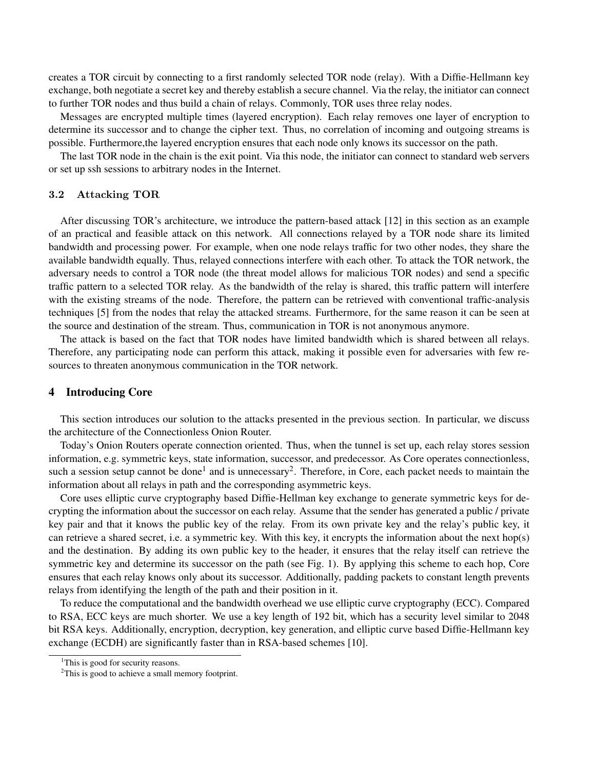creates a TOR circuit by connecting to a first randomly selected TOR node (relay). With a Diffie-Hellmann key exchange, both negotiate a secret key and thereby establish a secure channel. Via the relay, the initiator can connect to further TOR nodes and thus build a chain of relays. Commonly, TOR uses three relay nodes.

Messages are encrypted multiple times (layered encryption). Each relay removes one layer of encryption to determine its successor and to change the cipher text. Thus, no correlation of incoming and outgoing streams is possible. Furthermore,the layered encryption ensures that each node only knows its successor on the path.

The last TOR node in the chain is the exit point. Via this node, the initiator can connect to standard web servers or set up ssh sessions to arbitrary nodes in the Internet.

### 3.2 Attacking TOR

After discussing TOR's architecture, we introduce the pattern-based attack [12] in this section as an example of an practical and feasible attack on this network. All connections relayed by a TOR node share its limited bandwidth and processing power. For example, when one node relays traffic for two other nodes, they share the available bandwidth equally. Thus, relayed connections interfere with each other. To attack the TOR network, the adversary needs to control a TOR node (the threat model allows for malicious TOR nodes) and send a specific traffic pattern to a selected TOR relay. As the bandwidth of the relay is shared, this traffic pattern will interfere with the existing streams of the node. Therefore, the pattern can be retrieved with conventional traffic-analysis techniques [5] from the nodes that relay the attacked streams. Furthermore, for the same reason it can be seen at the source and destination of the stream. Thus, communication in TOR is not anonymous anymore.

The attack is based on the fact that TOR nodes have limited bandwidth which is shared between all relays. Therefore, any participating node can perform this attack, making it possible even for adversaries with few resources to threaten anonymous communication in the TOR network.

## 4 Introducing Core

This section introduces our solution to the attacks presented in the previous section. In particular, we discuss the architecture of the Connectionless Onion Router.

Today's Onion Routers operate connection oriented. Thus, when the tunnel is set up, each relay stores session information, e.g. symmetric keys, state information, successor, and predecessor. As Core operates connectionless, such a session setup cannot be done[1] and is unnecessary[2]. Therefore, in Core, each packet needs to maintain the information about all relays in path and the corresponding asymmetric keys.

Core uses elliptic curve cryptography based Diffie-Hellman key exchange to generate symmetric keys for decrypting the information about the successor on each relay. Assume that the sender has generated a public / private key pair and that it knows the public key of the relay. From its own private key and the relay's public key, it can retrieve a shared secret, i.e. a symmetric key. With this key, it encrypts the information about the next hop(s) and the destination. By adding its own public key to the header, it ensures that the relay itself can retrieve the symmetric key and determine its successor on the path (see Fig. 1). By applying this scheme to each hop, Core ensures that each relay knows only about its successor. Additionally, padding packets to constant length prevents relays from identifying the length of the path and their position in it.

To reduce the computational and the bandwidth overhead we use elliptic curve cryptography (ECC). Compared to RSA, ECC keys are much shorter. We use a key length of 192 bit, which has a security level similar to 2048 bit RSA keys. Additionally, encryption, decryption, key generation, and elliptic curve based Diffie-Hellmann key exchange (ECDH) are significantly faster than in RSA-based schemes [10].

[1] This is good for security reasons.

[2] This is good to achieve a small memory footprint.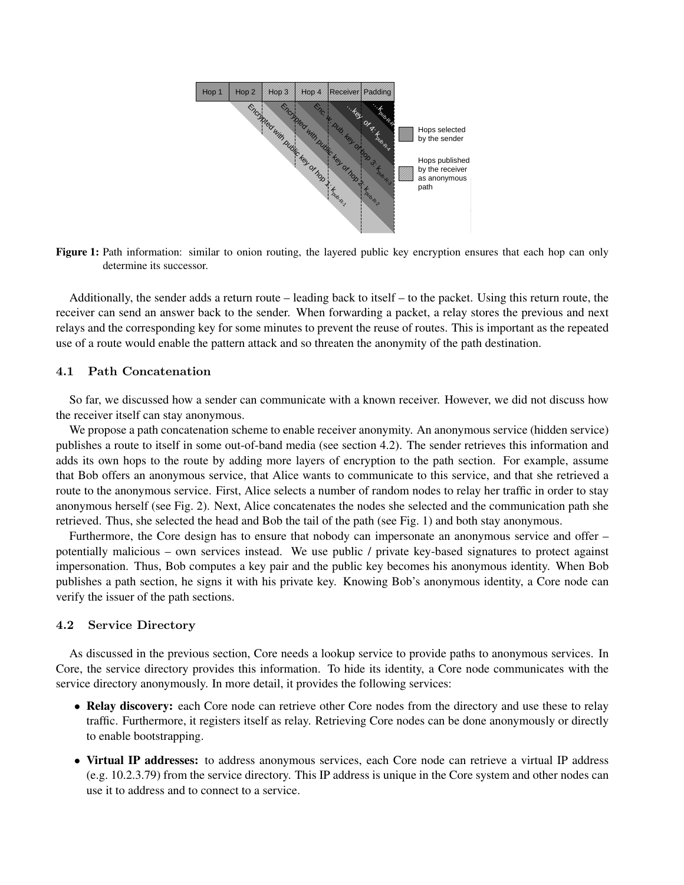**Figure 1:** Path information: similar to onion routing, the layered public key encryption ensures that each hop can only determine its successor.

Additionally, the sender adds a return route – leading back to itself – to the packet. Using this return route, the receiver can send an answer back to the sender. When forwarding a packet, a relay stores the previous and next relays and the corresponding key for some minutes to prevent the reuse of routes. This is important as the repeated use of a route would enable the pattern attack and so threaten the anonymity of the path destination.

### 4.1 Path Concatenation

So far, we discussed how a sender can communicate with a known receiver. However, we did not discuss how the receiver itself can stay anonymous.

We propose a path concatenation scheme to enable receiver anonymity. An anonymous service (hidden service) publishes a route to itself in some out-of-band media (see section 4.2). The sender retrieves this information and adds its own hops to the route by adding more layers of encryption to the path section. For example, assume that Bob offers an anonymous service, that Alice wants to communicate to this service, and that she retrieved a route to the anonymous service. First, Alice selects a number of random nodes to relay her traffic in order to stay anonymous herself (see Fig. 2). Next, Alice concatenates the nodes she selected and the communication path she retrieved. Thus, she selected the head and Bob the tail of the path (see Fig. 1) and both stay anonymous.

Furthermore, the Core design has to ensure that nobody can impersonate an anonymous service and offer – potentially malicious – own services instead. We use public / private key-based signatures to protect against impersonation. Thus, Bob computes a key pair and the public key becomes his anonymous identity. When Bob publishes a path section, he signs it with his private key. Knowing Bob's anonymous identity, a Core node can verify the issuer of the path sections.

### 4.2 Service Directory

As discussed in the previous section, Core needs a lookup service to provide paths to anonymous services. In Core, the service directory provides this information. To hide its identity, a Core node communicates with the service directory anonymously. In more detail, it provides the following services:

- **Relay discovery:** each Core node can retrieve other Core nodes from the directory and use these to relay traffic. Furthermore, it registers itself as relay. Retrieving Core nodes can be done anonymously or directly to enable bootstrapping.
- **Virtual IP addresses:** to address anonymous services, each Core node can retrieve a virtual IP address (e.g. 10.2.3.79) from the service directory. This IP address is unique in the Core system and other nodes can use it to address and to connect to a service.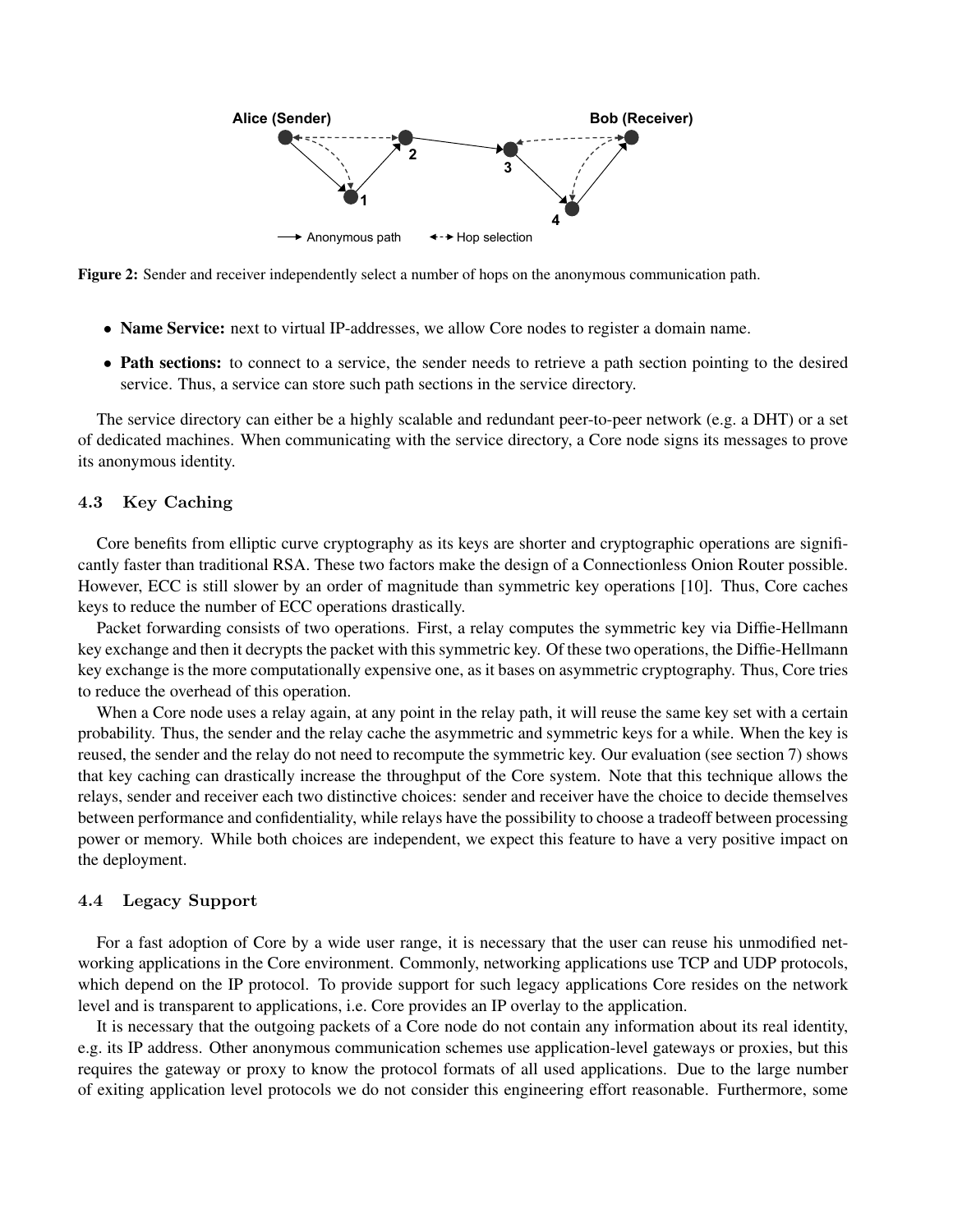Figure 2: Sender and receiver independently select a number of hops on the anonymous communication path.

- **Name Service:** next to virtual IP-addresses, we allow Core nodes to register a domain name.
- **Path sections:** to connect to a service, the sender needs to retrieve a path section pointing to the desired service. Thus, a service can store such path sections in the service directory.

The service directory can either be a highly scalable and redundant peer-to-peer network (e.g. a DHT) or a set of dedicated machines. When communicating with the service directory, a Core node signs its messages to prove its anonymous identity.

### 4.3 Key Caching

Core benefits from elliptic curve cryptography as its keys are shorter and cryptographic operations are significantly faster than traditional RSA. These two factors make the design of a Connectionless Onion Router possible. However, ECC is still slower by an order of magnitude than symmetric key operations [10]. Thus, Core caches keys to reduce the number of ECC operations drastically.

Packet forwarding consists of two operations. First, a relay computes the symmetric key via Diffie-Hellmann key exchange and then it decrypts the packet with this symmetric key. Of these two operations, the Diffie-Hellmann key exchange is the more computationally expensive one, as it bases on asymmetric cryptography. Thus, Core tries to reduce the overhead of this operation.

When a Core node uses a relay again, at any point in the relay path, it will reuse the same key set with a certain probability. Thus, the sender and the relay cache the asymmetric and symmetric keys for a while. When the key is reused, the sender and the relay do not need to recompute the symmetric key. Our evaluation (see section 7) shows that key caching can drastically increase the throughput of the Core system. Note that this technique allows the relays, sender and receiver each two distinctive choices: sender and receiver have the choice to decide themselves between performance and confidentiality, while relays have the possibility to choose a tradeoff between processing power or memory. While both choices are independent, we expect this feature to have a very positive impact on the deployment.

### 4.4 Legacy Support

For a fast adoption of Core by a wide user range, it is necessary that the user can reuse his unmodified networking applications in the Core environment. Commonly, networking applications use TCP and UDP protocols, which depend on the IP protocol. To provide support for such legacy applications Core resides on the network level and is transparent to applications, i.e. Core provides an IP overlay to the application.

It is necessary that the outgoing packets of a Core node do not contain any information about its real identity, e.g. its IP address. Other anonymous communication schemes use application-level gateways or proxies, but this requires the gateway or proxy to know the protocol formats of all used applications. Due to the large number of exiting application level protocols we do not consider this engineering effort reasonable. Furthermore, some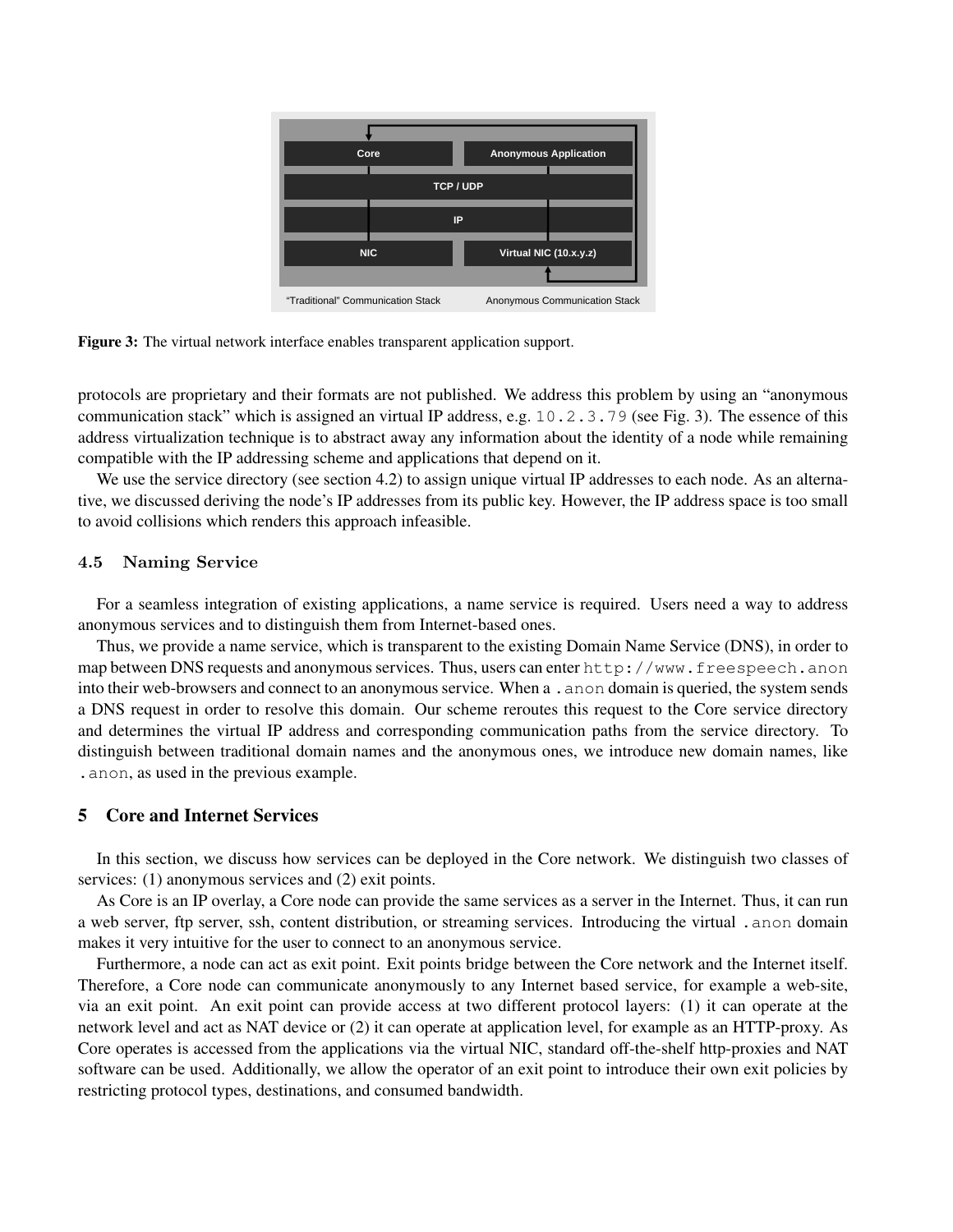Figure 3: The virtual network interface enables transparent application support.

protocols are proprietary and their formats are not published. We address this problem by using an "anonymous communication stack" which is assigned an virtual IP address, e.g. `10.2.3.79` (see Fig. 3). The essence of this address virtualization technique is to abstract away any information about the identity of a node while remaining compatible with the IP addressing scheme and applications that depend on it.

We use the service directory (see section 4.2) to assign unique virtual IP addresses to each node. As an alternative, we discussed deriving the node's IP addresses from its public key. However, the IP address space is too small to avoid collisions which renders this approach infeasible.

### 4.5 Naming Service

For a seamless integration of existing applications, a name service is required. Users need a way to address anonymous services and to distinguish them from Internet-based ones.

Thus, we provide a name service, which is transparent to the existing Domain Name Service (DNS), in order to map between DNS requests and anonymous services. Thus, users can enter `http://www.freespeech.anon` into their web-browsers and connect to an anonymous service. When a `.anon` domain is queried, the system sends a DNS request in order to resolve this domain. Our scheme reroutes this request to the Core service directory and determines the virtual IP address and corresponding communication paths from the service directory. To distinguish between traditional domain names and the anonymous ones, we introduce new domain names, like `.anon`, as used in the previous example.

## 5 Core and Internet Services

In this section, we discuss how services can be deployed in the Core network. We distinguish two classes of services: (1) anonymous services and (2) exit points.

As Core is an IP overlay, a Core node can provide the same services as a server in the Internet. Thus, it can run a web server, ftp server, ssh, content distribution, or streaming services. Introducing the virtual `.anon` domain makes it very intuitive for the user to connect to an anonymous service.

Furthermore, a node can act as exit point. Exit points bridge between the Core network and the Internet itself. Therefore, a Core node can communicate anonymously to any Internet based service, for example a web-site, via an exit point. An exit point can provide access at two different protocol layers: (1) it can operate at the network level and act as NAT device or (2) it can operate at application level, for example as an HTTP-proxy. As Core operates is accessed from the applications via the virtual NIC, standard off-the-shelf http-proxies and NAT software can be used. Additionally, we allow the operator of an exit point to introduce their own exit policies by restricting protocol types, destinations, and consumed bandwidth.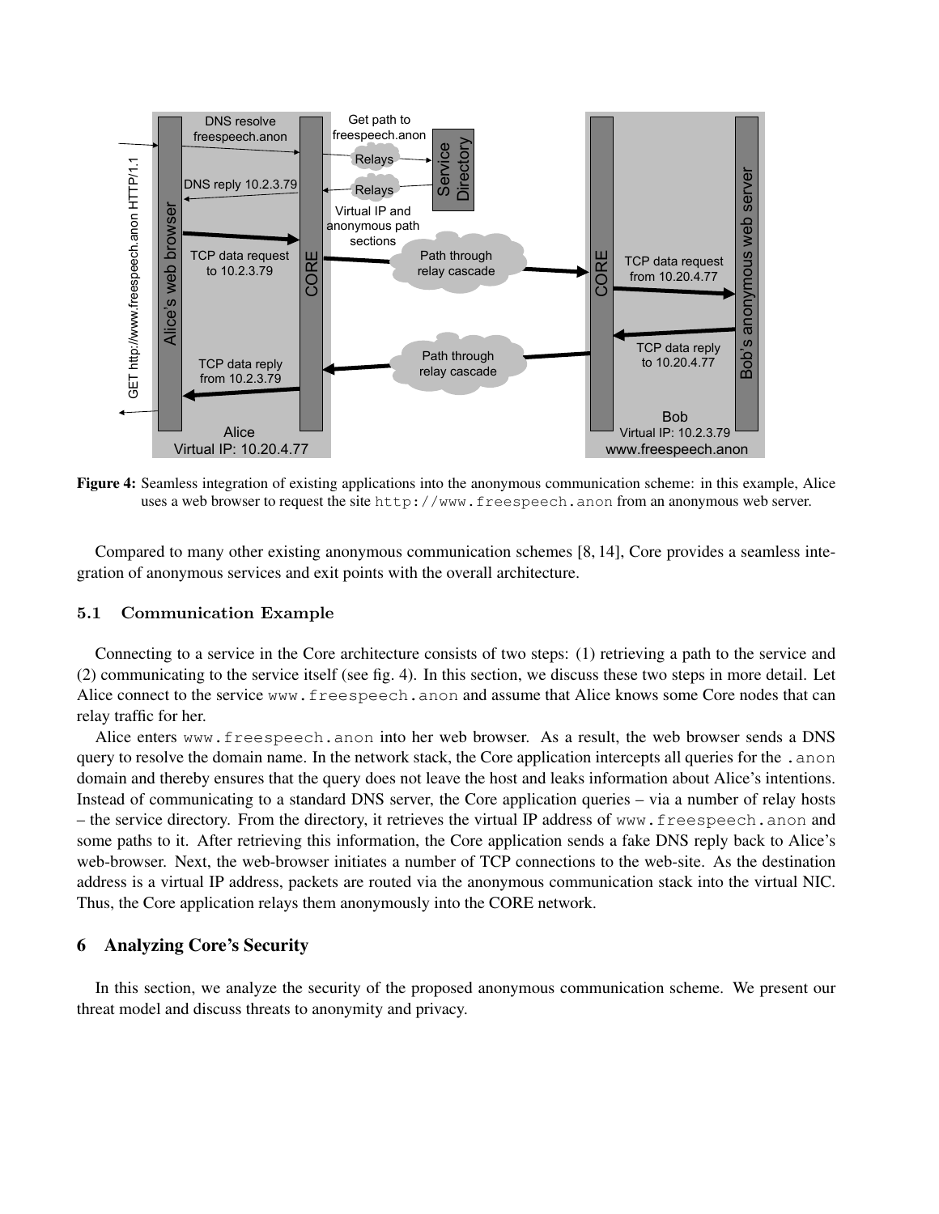**Figure 4:** Seamless integration of existing applications into the anonymous communication scheme: in this example, Alice uses a web browser to request the site `http://www.freespeech.anon` from an anonymous web server.

Compared to many other existing anonymous communication schemes [8, 14], Core provides a seamless integration of anonymous services and exit points with the overall architecture.

### 5.1 Communication Example

Connecting to a service in the Core architecture consists of two steps: (1) retrieving a path to the service and (2) communicating to the service itself (see fig. 4). In this section, we discuss these two steps in more detail. Let Alice connect to the service `www.freespeech.anon` and assume that Alice knows some Core nodes that can relay traffic for her.

Alice enters `www.freespeech.anon` into her web browser. As a result, the web browser sends a DNS query to resolve the domain name. In the network stack, the Core application intercepts all queries for the `.anon` domain and thereby ensures that the query does not leave the host and leaks information about Alice's intentions. Instead of communicating to a standard DNS server, the Core application queries – via a number of relay hosts – the service directory. From the directory, it retrieves the virtual IP address of `www.freespeech.anon` and some paths to it. After retrieving this information, the Core application sends a fake DNS reply back to Alice's web-browser. Next, the web-browser initiates a number of TCP connections to the web-site. As the destination address is a virtual IP address, packets are routed via the anonymous communication stack into the virtual NIC. Thus, the Core application relays them anonymously into the CORE network.

## 6 Analyzing Core's Security

In this section, we analyze the security of the proposed anonymous communication scheme. We present our threat model and discuss threats to anonymity and privacy.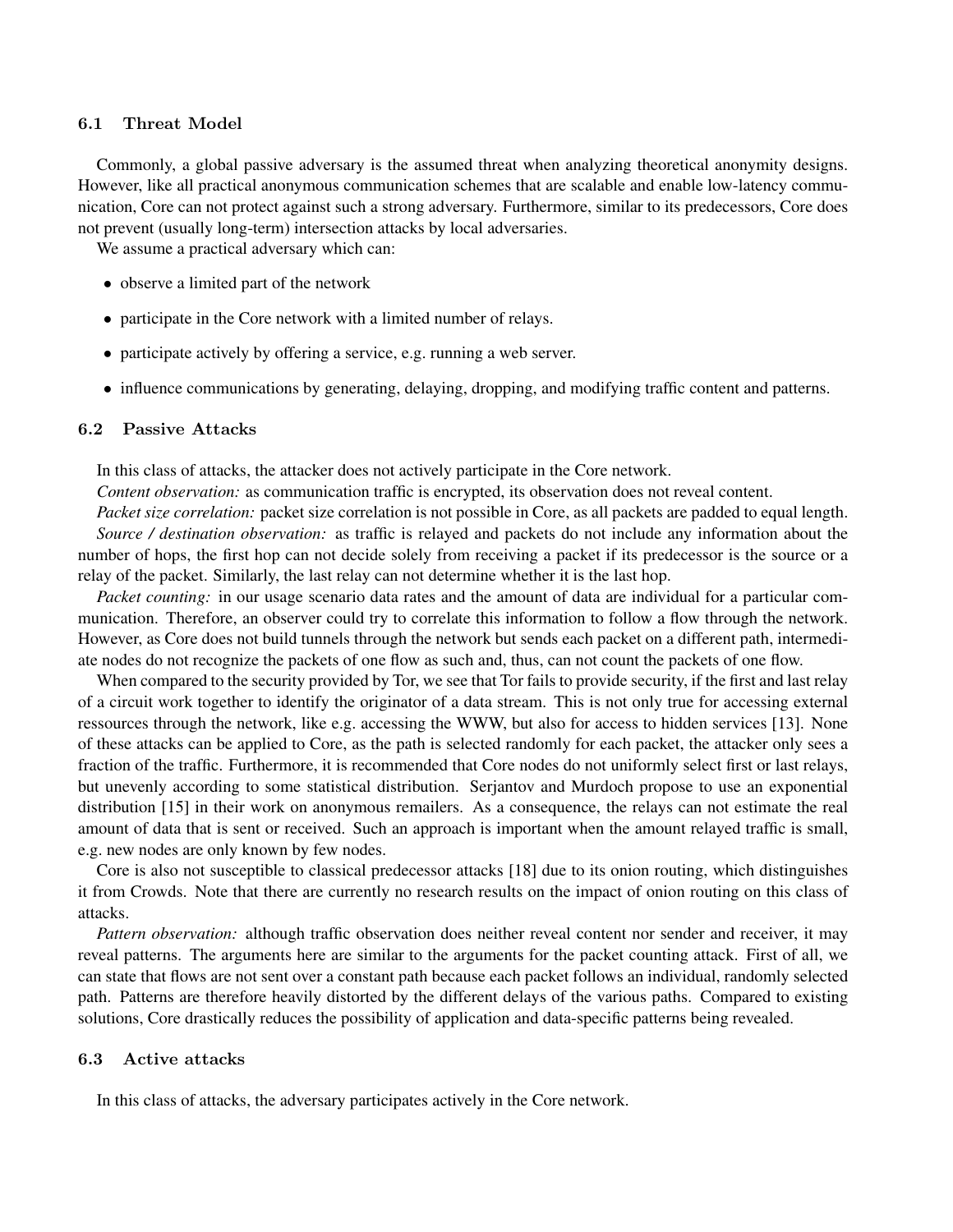### 6.1 Threat Model

Commonly, a global passive adversary is the assumed threat when analyzing theoretical anonymity designs. However, like all practical anonymous communication schemes that are scalable and enable low-latency communication, Core can not protect against such a strong adversary. Furthermore, similar to its predecessors, Core does not prevent (usually long-term) intersection attacks by local adversaries.

We assume a practical adversary which can:

- observe a limited part of the network
- participate in the Core network with a limited number of relays.
- participate actively by offering a service, e.g. running a web server.
- influence communications by generating, delaying, dropping, and modifying traffic content and patterns.

### 6.2 Passive Attacks

In this class of attacks, the attacker does not actively participate in the Core network.

*Content observation:* as communication traffic is encrypted, its observation does not reveal content.

*Packet size correlation:* packet size correlation is not possible in Core, as all packets are padded to equal length.

*Source / destination observation:* as traffic is relayed and packets do not include any information about the number of hops, the first hop can not decide solely from receiving a packet if its predecessor is the source or a relay of the packet. Similarly, the last relay can not determine whether it is the last hop.

*Packet counting:* in our usage scenario data rates and the amount of data are individual for a particular communication. Therefore, an observer could try to correlate this information to follow a flow through the network. However, as Core does not build tunnels through the network but sends each packet on a different path, intermediate nodes do not recognize the packets of one flow as such and, thus, can not count the packets of one flow.

When compared to the security provided by Tor, we see that Tor fails to provide security, if the first and last relay of a circuit work together to identify the originator of a data stream. This is not only true for accessing external ressources through the network, like e.g. accessing the WWW, but also for access to hidden services [13]. None of these attacks can be applied to Core, as the path is selected randomly for each packet, the attacker only sees a fraction of the traffic. Furthermore, it is recommended that Core nodes do not uniformly select first or last relays, but unevenly according to some statistical distribution. Serjantov and Murdoch propose to use an exponential distribution [15] in their work on anonymous remailers. As a consequence, the relays can not estimate the real amount of data that is sent or received. Such an approach is important when the amount relayed traffic is small, e.g. new nodes are only known by few nodes.

Core is also not susceptible to classical predecessor attacks [18] due to its onion routing, which distinguishes it from Crowds. Note that there are currently no research results on the impact of onion routing on this class of attacks.

*Pattern observation:* although traffic observation does neither reveal content nor sender and receiver, it may reveal patterns. The arguments here are similar to the arguments for the packet counting attack. First of all, we can state that flows are not sent over a constant path because each packet follows an individual, randomly selected path. Patterns are therefore heavily distorted by the different delays of the various paths. Compared to existing solutions, Core drastically reduces the possibility of application and data-specific patterns being revealed.

### 6.3 Active attacks

In this class of attacks, the adversary participates actively in the Core network.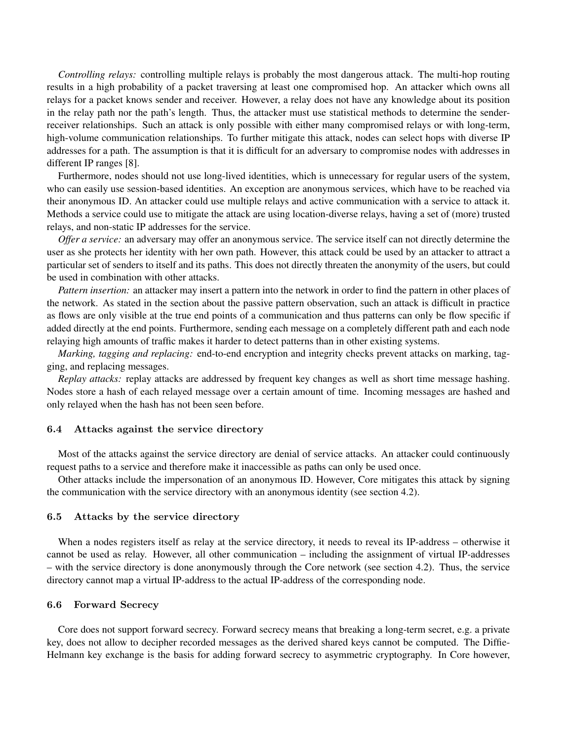*Controlling relays:* controlling multiple relays is probably the most dangerous attack. The multi-hop routing results in a high probability of a packet traversing at least one compromised hop. An attacker which owns all relays for a packet knows sender and receiver. However, a relay does not have any knowledge about its position in the relay path nor the path's length. Thus, the attacker must use statistical methods to determine the sender-receiver relationships. Such an attack is only possible with either many compromised relays or with long-term, high-volume communication relationships. To further mitigate this attack, nodes can select hops with diverse IP addresses for a path. The assumption is that it is difficult for an adversary to compromise nodes with addresses in different IP ranges [8].

Furthermore, nodes should not use long-lived identities, which is unnecessary for regular users of the system, who can easily use session-based identities. An exception are anonymous services, which have to be reached via their anonymous ID. An attacker could use multiple relays and active communication with a service to attack it. Methods a service could use to mitigate the attack are using location-diverse relays, having a set of (more) trusted relays, and non-static IP addresses for the service.

*Offer a service:* an adversary may offer an anonymous service. The service itself can not directly determine the user as she protects her identity with her own path. However, this attack could be used by an attacker to attract a particular set of senders to itself and its paths. This does not directly threaten the anonymity of the users, but could be used in combination with other attacks.

*Pattern insertion:* an attacker may insert a pattern into the network in order to find the pattern in other places of the network. As stated in the section about the passive pattern observation, such an attack is difficult in practice as flows are only visible at the true end points of a communication and thus patterns can only be flow specific if added directly at the end points. Furthermore, sending each message on a completely different path and each node relaying high amounts of traffic makes it harder to detect patterns than in other existing systems.

*Marking, tagging and replacing:* end-to-end encryption and integrity checks prevent attacks on marking, tagging, and replacing messages.

*Replay attacks:* replay attacks are addressed by frequent key changes as well as short time message hashing. Nodes store a hash of each relayed message over a certain amount of time. Incoming messages are hashed and only relayed when the hash has not been seen before.

### 6.4 Attacks against the service directory

Most of the attacks against the service directory are denial of service attacks. An attacker could continuously request paths to a service and therefore make it inaccessible as paths can only be used once.

Other attacks include the impersonation of an anonymous ID. However, Core mitigates this attack by signing the communication with the service directory with an anonymous identity (see section 4.2).

### 6.5 Attacks by the service directory

When a nodes registers itself as relay at the service directory, it needs to reveal its IP-address – otherwise it cannot be used as relay. However, all other communication – including the assignment of virtual IP-addresses – with the service directory is done anonymously through the Core network (see section 4.2). Thus, the service directory cannot map a virtual IP-address to the actual IP-address of the corresponding node.

### 6.6 Forward Secrecy

Core does not support forward secrecy. Forward secrecy means that breaking a long-term secret, e.g. a private key, does not allow to decipher recorded messages as the derived shared keys cannot be computed. The Diffie-Helmann key exchange is the basis for adding forward secrecy to asymmetric cryptography. In Core however,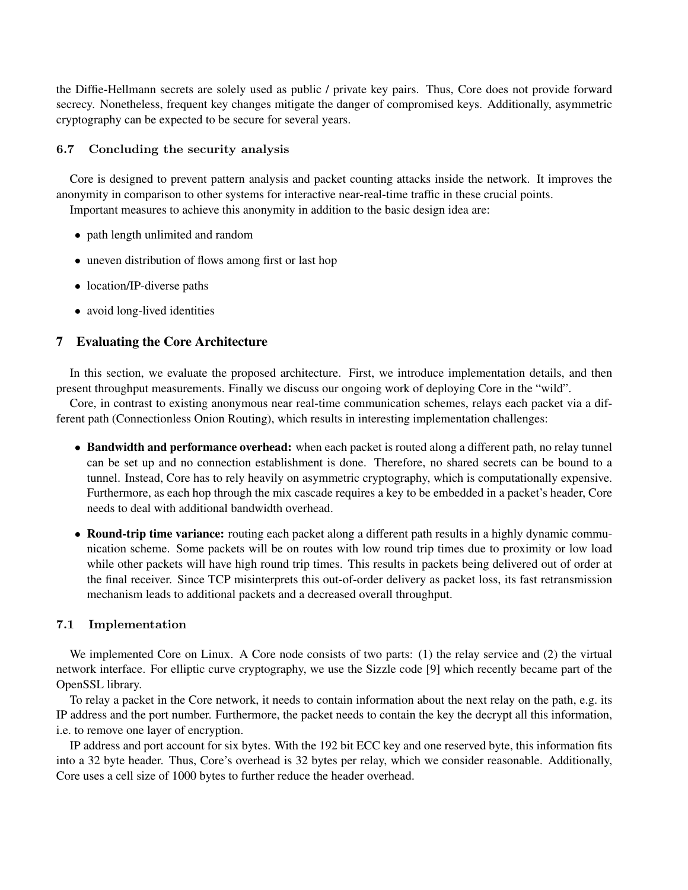the Diffie-Hellmann secrets are solely used as public / private key pairs. Thus, Core does not provide forward secrecy. Nonetheless, frequent key changes mitigate the danger of compromised keys. Additionally, asymmetric cryptography can be expected to be secure for several years.

### 6.7 Concluding the security analysis

Core is designed to prevent pattern analysis and packet counting attacks inside the network. It improves the anonymity in comparison to other systems for interactive near-real-time traffic in these crucial points.

Important measures to achieve this anonymity in addition to the basic design idea are:

- path length unlimited and random
- uneven distribution of flows among first or last hop
- location/IP-diverse paths
- avoid long-lived identities

## 7 Evaluating the Core Architecture

In this section, we evaluate the proposed architecture. First, we introduce implementation details, and then present throughput measurements. Finally we discuss our ongoing work of deploying Core in the "wild".

Core, in contrast to existing anonymous near real-time communication schemes, relays each packet via a different path (Connectionless Onion Routing), which results in interesting implementation challenges:

- **Bandwidth and performance overhead:** when each packet is routed along a different path, no relay tunnel can be set up and no connection establishment is done. Therefore, no shared secrets can be bound to a tunnel. Instead, Core has to rely heavily on asymmetric cryptography, which is computationally expensive. Furthermore, as each hop through the mix cascade requires a key to be embedded in a packet's header, Core needs to deal with additional bandwidth overhead.
- **Round-trip time variance:** routing each packet along a different path results in a highly dynamic communication scheme. Some packets will be on routes with low round trip times due to proximity or low load while other packets will have high round trip times. This results in packets being delivered out of order at the final receiver. Since TCP misinterprets this out-of-order delivery as packet loss, its fast retransmission mechanism leads to additional packets and a decreased overall throughput.

### 7.1 Implementation

We implemented Core on Linux. A Core node consists of two parts: (1) the relay service and (2) the virtual network interface. For elliptic curve cryptography, we use the Sizzle code [9] which recently became part of the OpenSSL library.

To relay a packet in the Core network, it needs to contain information about the next relay on the path, e.g. its IP address and the port number. Furthermore, the packet needs to contain the key the decrypt all this information, i.e. to remove one layer of encryption.

IP address and port account for six bytes. With the 192 bit ECC key and one reserved byte, this information fits into a 32 byte header. Thus, Core's overhead is 32 bytes per relay, which we consider reasonable. Additionally, Core uses a cell size of 1000 bytes to further reduce the header overhead.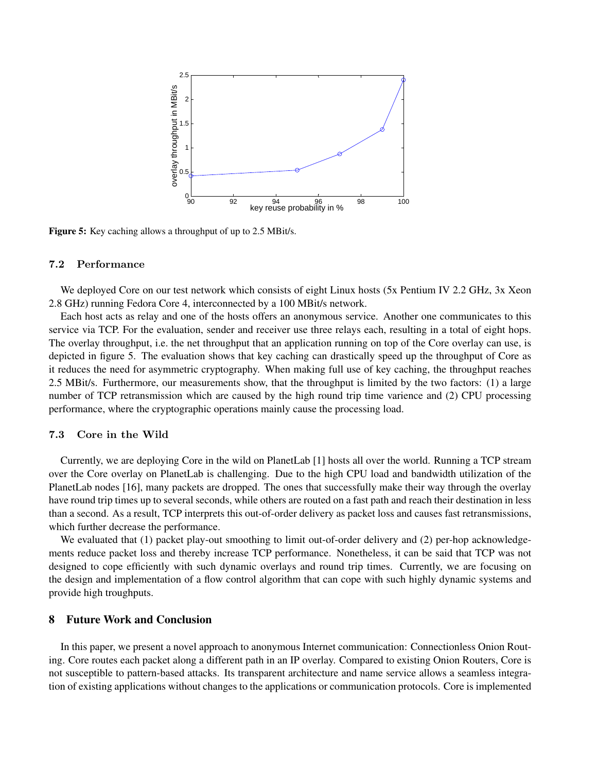**Figure 5:** Key caching allows a throughput of up to 2.5 MBit/s.

### 7.2 Performance

We deployed Core on our test network which consists of eight Linux hosts (5x Pentium IV 2.2 GHz, 3x Xeon 2.8 GHz) running Fedora Core 4, interconnected by a 100 MBit/s network.

Each host acts as relay and one of the hosts offers an anonymous service. Another one communicates to this service via TCP. For the evaluation, sender and receiver use three relays each, resulting in a total of eight hops. The overlay throughput, i.e. the net throughput that an application running on top of the Core overlay can use, is depicted in figure 5. The evaluation shows that key caching can drastically speed up the throughput of Core as it reduces the need for asymmetric cryptography. When making full use of key caching, the throughput reaches 2.5 MBit/s. Furthermore, our measurements show, that the throughput is limited by the two factors: (1) a large number of TCP retransmission which are caused by the high round trip time varience and (2) CPU processing performance, where the cryptographic operations mainly cause the processing load.

### 7.3 Core in the Wild

Currently, we are deploying Core in the wild on PlanetLab [1] hosts all over the world. Running a TCP stream over the Core overlay on PlanetLab is challenging. Due to the high CPU load and bandwidth utilization of the PlanetLab nodes [16], many packets are dropped. The ones that successfully make their way through the overlay have round trip times up to several seconds, while others are routed on a fast path and reach their destination in less than a second. As a result, TCP interprets this out-of-order delivery as packet loss and causes fast retransmissions, which further decrease the performance.

We evaluated that (1) packet play-out smoothing to limit out-of-order delivery and (2) per-hop acknowledgements reduce packet loss and thereby increase TCP performance. Nonetheless, it can be said that TCP was not designed to cope efficiently with such dynamic overlays and round trip times. Currently, we are focusing on the design and implementation of a flow control algorithm that can cope with such highly dynamic systems and provide high troughputs.

## 8 Future Work and Conclusion

In this paper, we present a novel approach to anonymous Internet communication: Connectionless Onion Routing. Core routes each packet along a different path in an IP overlay. Compared to existing Onion Routers, Core is not susceptible to pattern-based attacks. Its transparent architecture and name service allows a seamless integration of existing applications without changes to the applications or communication protocols. Core is implemented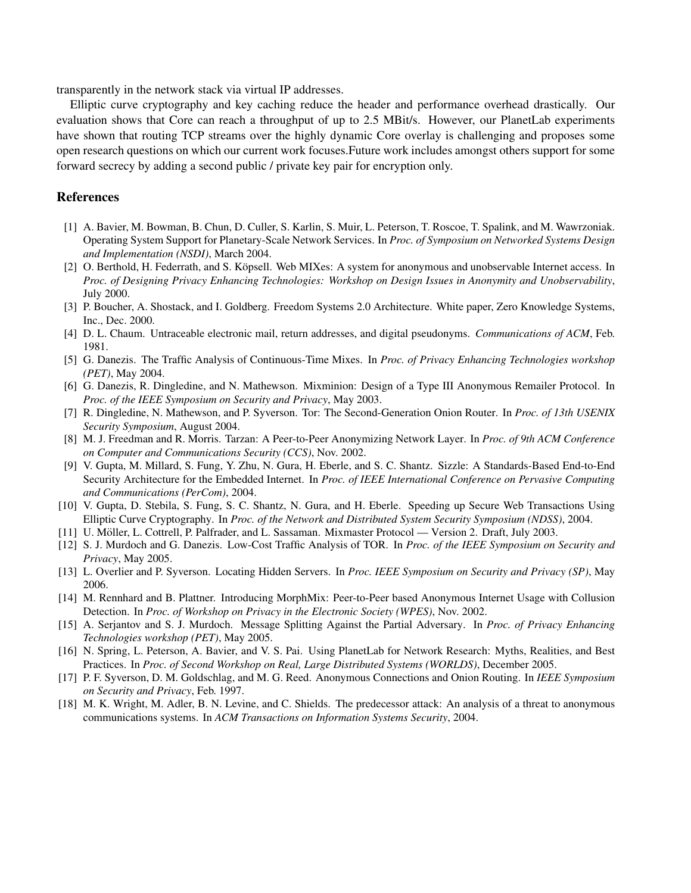transparently in the network stack via virtual IP addresses.

Elliptic curve cryptography and key caching reduce the header and performance overhead drastically. Our evaluation shows that Core can reach a throughput of up to 2.5 MBit/s. However, our PlanetLab experiments have shown that routing TCP streams over the highly dynamic Core overlay is challenging and proposes some open research questions on which our current work focuses.Future work includes amongst others support for some forward secrecy by adding a second public / private key pair for encryption only.

## References

[1] A. Bavier, M. Bowman, B. Chun, D. Culler, S. Karlin, S. Muir, L. Peterson, T. Roscoe, T. Spalink, and M. Wawrzoniak. Operating System Support for Planetary-Scale Network Services. In *Proc. of Symposium on Networked Systems Design and Implementation (NSDI)*, March 2004.

[2] O. Berthold, H. Federrath, and S. Köpsell. Web MIXes: A system for anonymous and unobservable Internet access. In *Proc. of Designing Privacy Enhancing Technologies: Workshop on Design Issues in Anonymity and Unobservability*, July 2000.

[3] P. Boucher, A. Shostack, and I. Goldberg. Freedom Systems 2.0 Architecture. White paper, Zero Knowledge Systems, Inc., Dec. 2000.

[4] D. L. Chaum. Untraceable electronic mail, return addresses, and digital pseudonyms. *Communications of ACM*, Feb. 1981.

[5] G. Danezis. The Traffic Analysis of Continuous-Time Mixes. In *Proc. of Privacy Enhancing Technologies workshop (PET)*, May 2004.

[6] G. Danezis, R. Dingledine, and N. Mathewson. Mixminion: Design of a Type III Anonymous Remailer Protocol. In *Proc. of the IEEE Symposium on Security and Privacy*, May 2003.

[7] R. Dingledine, N. Mathewson, and P. Syverson. Tor: The Second-Generation Onion Router. In *Proc. of 13th USENIX Security Symposium*, August 2004.

[8] M. J. Freedman and R. Morris. Tarzan: A Peer-to-Peer Anonymizing Network Layer. In *Proc. of 9th ACM Conference on Computer and Communications Security (CCS)*, Nov. 2002.

[9] V. Gupta, M. Millard, S. Fung, Y. Zhu, N. Gura, H. Eberle, and S. C. Shantz. Sizzle: A Standards-Based End-to-End Security Architecture for the Embedded Internet. In *Proc. of IEEE International Conference on Pervasive Computing and Communications (PerCom)*, 2004.

[10] V. Gupta, D. Stebila, S. Fung, S. C. Shantz, N. Gura, and H. Eberle. Speeding up Secure Web Transactions Using Elliptic Curve Cryptography. In *Proc. of the Network and Distributed System Security Symposium (NDSS)*, 2004.

[11] U. Möller, L. Cottrell, P. Palfrader, and L. Sassaman. Mixmaster Protocol — Version 2. Draft, July 2003.

[12] S. J. Murdoch and G. Danezis. Low-Cost Traffic Analysis of TOR. In *Proc. of the IEEE Symposium on Security and Privacy*, May 2005.

[13] L. Overlier and P. Syverson. Locating Hidden Servers. In *Proc. IEEE Symposium on Security and Privacy (SP)*, May 2006.

[14] M. Rennhard and B. Plattner. Introducing MorphMix: Peer-to-Peer based Anonymous Internet Usage with Collusion Detection. In *Proc. of Workshop on Privacy in the Electronic Society (WPES)*, Nov. 2002.

[15] A. Serjantov and S. J. Murdoch. Message Splitting Against the Partial Adversary. In *Proc. of Privacy Enhancing Technologies workshop (PET)*, May 2005.

[16] N. Spring, L. Peterson, A. Bavier, and V. S. Pai. Using PlanetLab for Network Research: Myths, Realities, and Best Practices. In *Proc. of Second Workshop on Real, Large Distributed Systems (WORLDS)*, December 2005.

[17] P. F. Syverson, D. M. Goldschlag, and M. G. Reed. Anonymous Connections and Onion Routing. In *IEEE Symposium on Security and Privacy*, Feb. 1997.

[18] M. K. Wright, M. Adler, B. N. Levine, and C. Shields. The predecessor attack: An analysis of a threat to anonymous communications systems. In *ACM Transactions on Information Systems Security*, 2004.